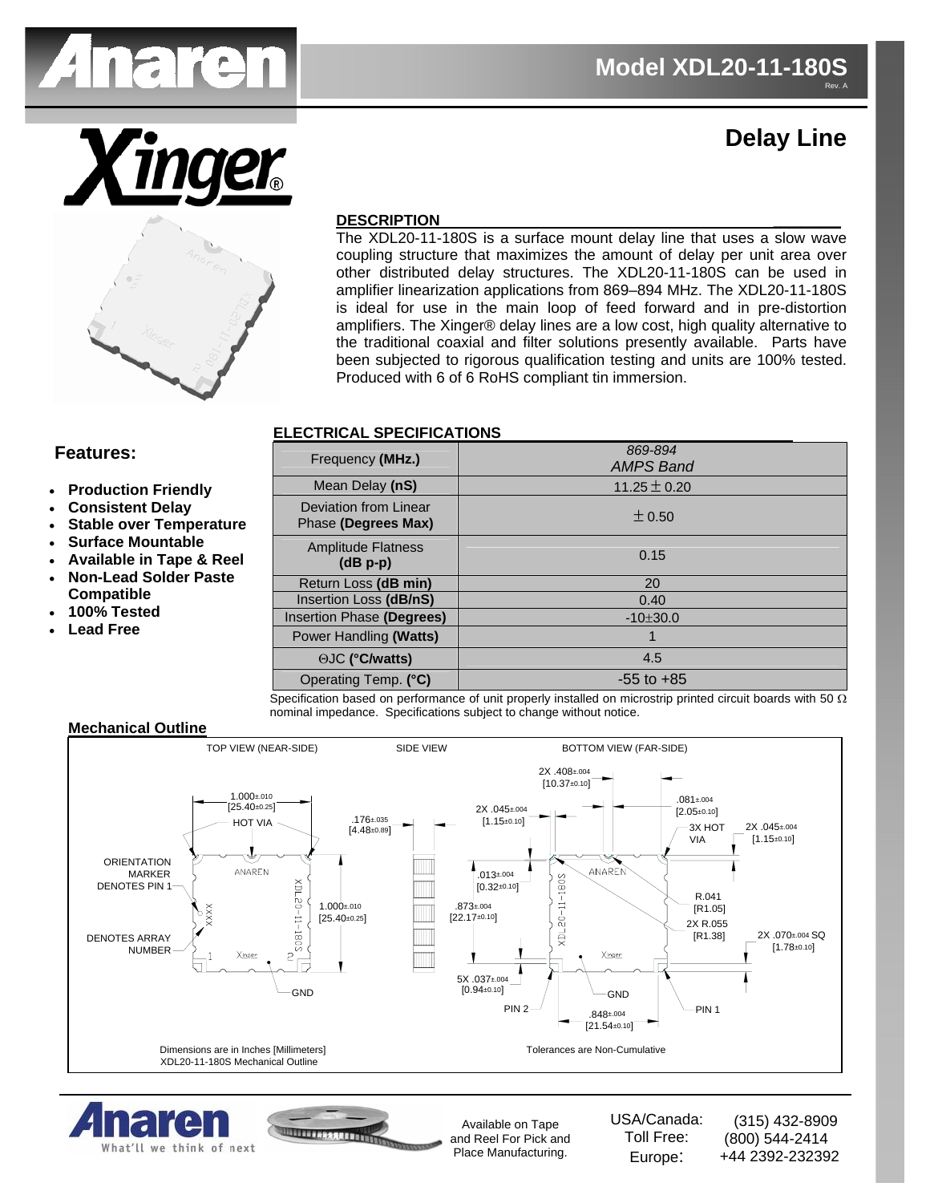# Model XDL20-11-180S

Rev. A

## Delay Line

### DESCRIPTION

The XDL20-11-180S is a surface mount delay line that uses a slow wave coupling structure that maximizes the amount of delay per unit area over other distributed delay structures. The XDL20-11-180S can be used in amplifier linearization applications from 869–894 MHz. The XDL20-11-180S is ideal for use in the main loop of feed forward and in pre-distortion amplifiers. The Xinger® delay lines are a low cost, high quality alternative to the traditional coaxial and filter solutions presently available. Parts have been subjected to rigorous qualification testing and units are 100% tested. Produced with 6 of 6 RoHS compliant tin immersion.

### Features:

- **Production Friendly**
- **Consistent Delay**
- **Stable over Temperature**
- **Surface Mountable**
- **Available in Tape & Reel**
- **Non-Lead Solder Paste Compatible**
- **100% Tested**
- **Lead Free**

### ELECTRICAL SPECIFICATIONS

| Frequency **(MHz.)** | *869-894 AMPS Band* |
|---|---|
| Mean Delay **(nS)** | 11.25 ± 0.20 |
| Deviation from Linear Phase **(Degrees Max)** | ± 0.50 |
| Amplitude Flatness **(dB p-p)** | 0.15 |
| Return Loss **(dB min)** | 20 |
| Insertion Loss **(dB/nS)** | 0.40 |
| Insertion Phase **(Degrees)** | -10±30.0 |
| Power Handling **(Watts)** | 1 |
| ΘJC **(°C/watts)** | 4.5 |
| Operating Temp. **(°C)** | -55 to +85 |

Specification based on performance of unit properly installed on microstrip printed circuit boards with 50 Ω nominal impedance. Specifications subject to change without notice.

### Mechanical Outline

TOP VIEW (NEAR-SIDE) — SIDE VIEW — BOTTOM VIEW (FAR-SIDE)

1.000±.010 [25.40±0.25]; HOT VIA; .176±.035 [4.48±0.89]; ORIENTATION MARKER DENOTES PIN 1; DENOTES ARRAY NUMBER; 1.000±.010 [25.40±0.25]; GND; 2X .408±.004 [10.37±0.10]; 2X .045±.004 [1.15±0.10]; .081±.004 [2.05±0.10]; 3X HOT VIA; 2X .045±.004 [1.15±0.10]; .013±.004 [0.32±0.10]; .873±.004 [22.17±0.10]; R.041 [R1.05]; 2X R.055 [R1.38]; 2X .070±.004 SQ [1.78±0.10]; 5X .037±.004 [0.94±0.10]; GND; PIN 2; PIN 1; .848±.004 [21.54±0.10]

Dimensions are in Inches [Millimeters]
XDL20-11-180S Mechanical Outline

Tolerances are Non-Cumulative

Available on Tape and Reel For Pick and Place Manufacturing.

USA/Canada: (315) 432-8909
Toll Free: (800) 544-2414
Europe: +44 2392-232392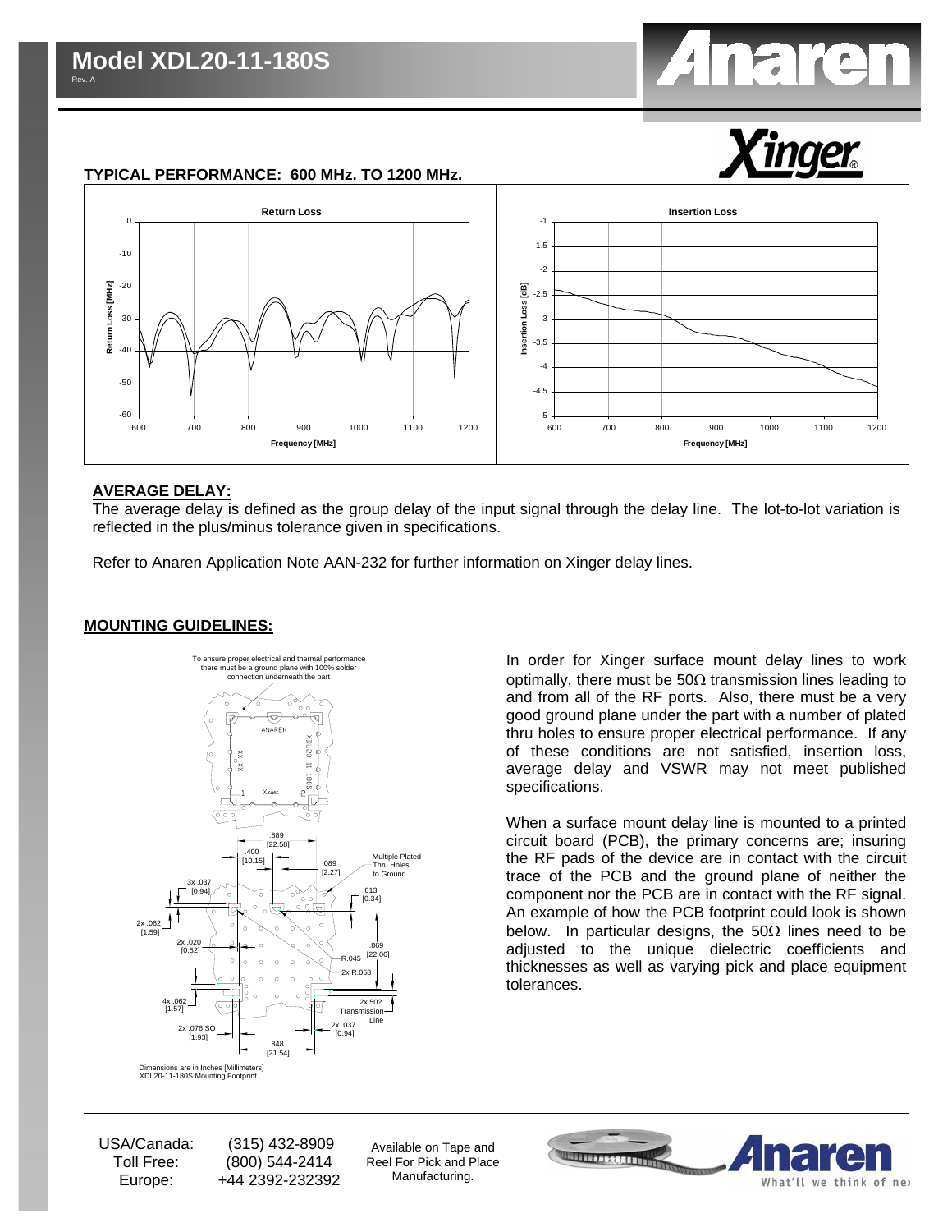## TYPICAL PERFORMANCE: 600 MHz. TO 1200 MHz.

### AVERAGE DELAY:

The average delay is defined as the group delay of the input signal through the delay line. The lot-to-lot variation is reflected in the plus/minus tolerance given in specifications.

Refer to Anaren Application Note AAN-232 for further information on Xinger delay lines.

### MOUNTING GUIDELINES:

In order for Xinger surface mount delay lines to work optimally, there must be 50Ω transmission lines leading to and from all of the RF ports. Also, there must be a very good ground plane under the part with a number of plated thru holes to ensure proper electrical performance. If any of these conditions are not satisfied, insertion loss, average delay and VSWR may not meet published specifications.

When a surface mount delay line is mounted to a printed circuit board (PCB), the primary concerns are; insuring the RF pads of the device are in contact with the circuit trace of the PCB and the ground plane of neither the component nor the PCB are in contact with the RF signal. An example of how the PCB footprint could look is shown below. In particular designs, the 50Ω lines need to be adjusted to the unique dielectric coefficients and thicknesses as well as varying pick and place equipment tolerances.

Dimensions are in Inches [Millimeters]
XDL20-11-180S Mounting Footprint

USA/Canada: (315) 432-8909
Toll Free: (800) 544-2414
Europe: +44 2392-232392

Available on Tape and Reel For Pick and Place Manufacturing.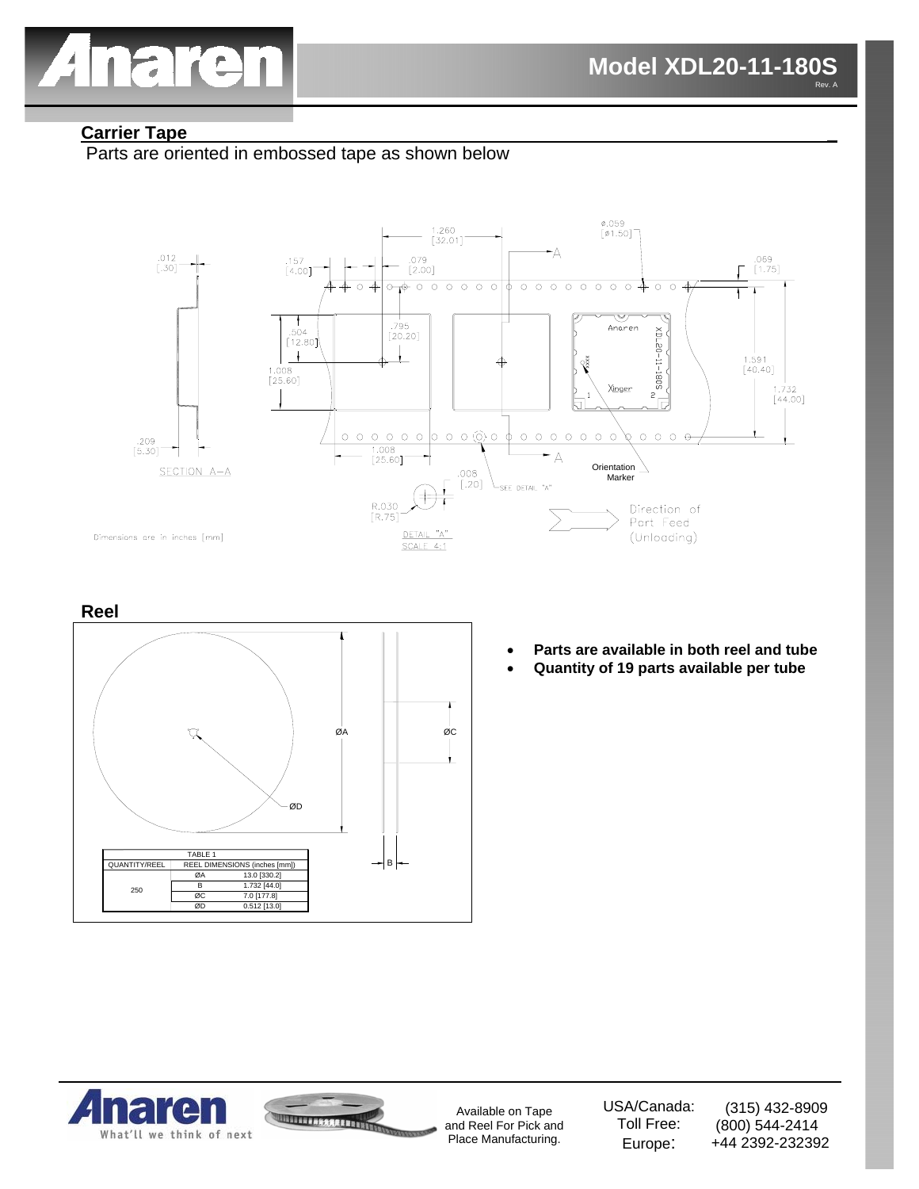## Carrier Tape

Parts are oriented in embossed tape as shown below

.012
[.30]

.209
[5.30]

SECTION A–A

.157
[4.00]

.079
[2.00]

1.260
[32.01]

ø.059
[ø1.50]

.069
[1.75]

.504
[12.80]

.795
[20.20]

1.008
[25.60]

1.591
[40.40]

1.732
[44.00]

1.008
[25.60]

.008
[.20]

SEE DETAIL "A"

Orientation Marker

R.030
[R.75]

DETAIL "A"
SCALE 4:1

Direction of Part Feed (Unloading)

Dimensions are in inches [mm]

## Reel

ØA

ØC

ØD

B

TABLE 1

| QUANTITY/REEL | REEL DIMENSIONS (inches [mm]) | |
|---|---|---|
| 250 | ØA | 13.0 [330.2] |
| | B | 1.732 [44.0] |
| | ØC | 7.0 [177.8] |
| | ØD | 0.512 [13.0] |

- **Parts are available in both reel and tube**
- **Quantity of 19 parts available per tube**

Available on Tape and Reel For Pick and Place Manufacturing.

USA/Canada: (315) 432-8909
Toll Free: (800) 544-2414
Europe: +44 2392-232392